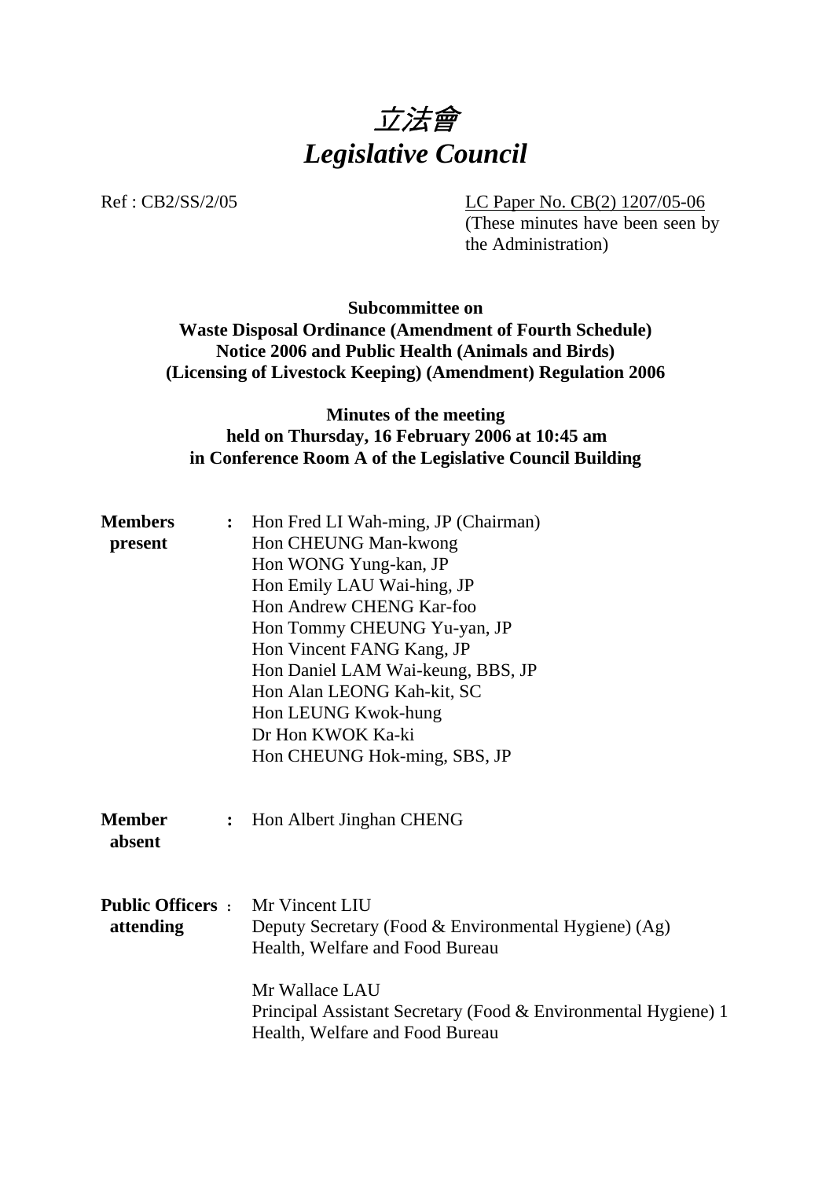# *立法會*
# *Legislative Council*

Ref : CB2/SS/2/05

LC Paper No. CB(2) 1207/05-06
(These minutes have been seen by the Administration)

**Subcommittee on**
**Waste Disposal Ordinance (Amendment of Fourth Schedule) Notice 2006 and Public Health (Animals and Birds) (Licensing of Livestock Keeping) (Amendment) Regulation 2006**

**Minutes of the meeting**
**held on Thursday, 16 February 2006 at 10:45 am**
**in Conference Room A of the Legislative Council Building**

**Members present** :
Hon Fred LI Wah-ming, JP (Chairman)
Hon CHEUNG Man-kwong
Hon WONG Yung-kan, JP
Hon Emily LAU Wai-hing, JP
Hon Andrew CHENG Kar-foo
Hon Tommy CHEUNG Yu-yan, JP
Hon Vincent FANG Kang, JP
Hon Daniel LAM Wai-keung, BBS, JP
Hon Alan LEONG Kah-kit, SC
Hon LEUNG Kwok-hung
Dr Hon KWOK Ka-ki
Hon CHEUNG Hok-ming, SBS, JP

**Member absent** :
Hon Albert Jinghan CHENG

**Public Officers attending** :
Mr Vincent LIU
Deputy Secretary (Food & Environmental Hygiene) (Ag)
Health, Welfare and Food Bureau

Mr Wallace LAU
Principal Assistant Secretary (Food & Environmental Hygiene) 1
Health, Welfare and Food Bureau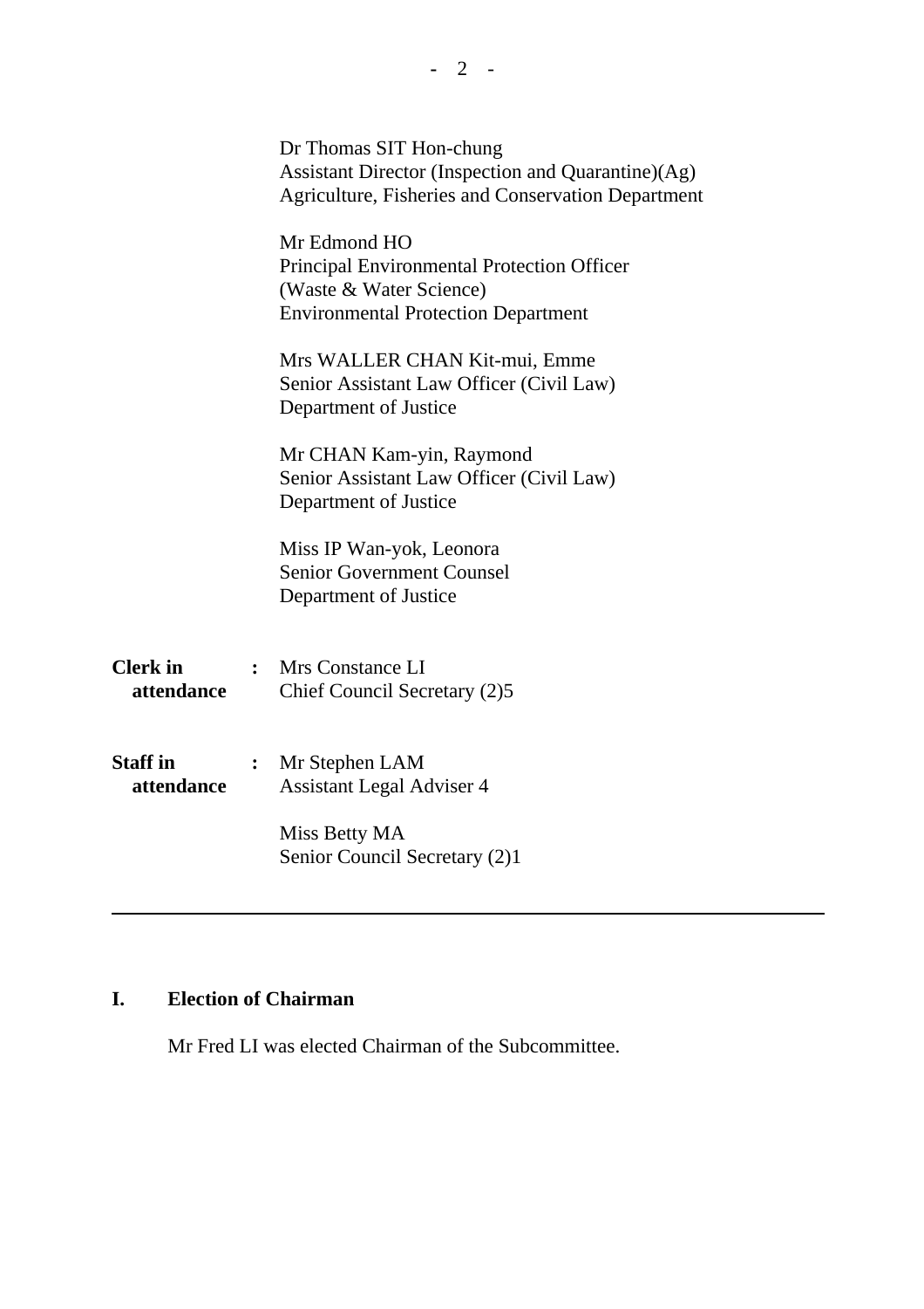Dr Thomas SIT Hon-chung
Assistant Director (Inspection and Quarantine)(Ag)
Agriculture, Fisheries and Conservation Department

Mr Edmond HO
Principal Environmental Protection Officer
(Waste & Water Science)
Environmental Protection Department

Mrs WALLER CHAN Kit-mui, Emme
Senior Assistant Law Officer (Civil Law)
Department of Justice

Mr CHAN Kam-yin, Raymond
Senior Assistant Law Officer (Civil Law)
Department of Justice

Miss IP Wan-yok, Leonora
Senior Government Counsel
Department of Justice

**Clerk in attendance** : Mrs Constance LI
Chief Council Secretary (2)5

**Staff in attendance** : Mr Stephen LAM
Assistant Legal Adviser 4

Miss Betty MA
Senior Council Secretary (2)1

---

## I. Election of Chairman

Mr Fred LI was elected Chairman of the Subcommittee.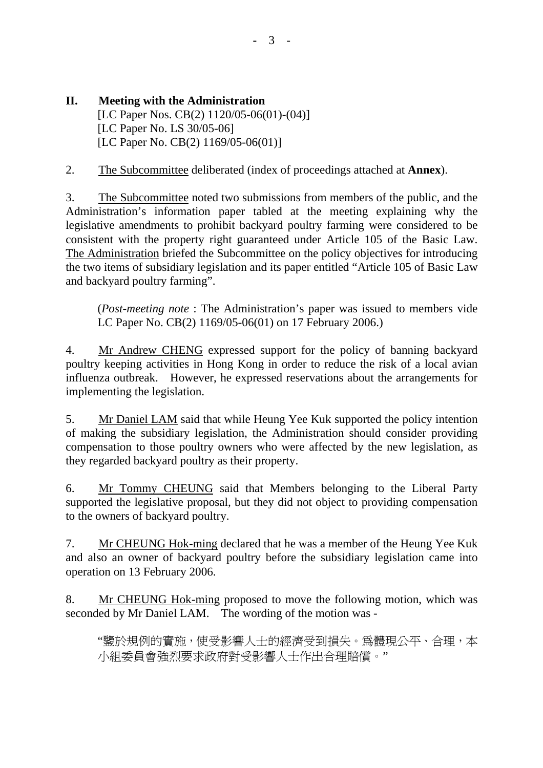## II. Meeting with the Administration

[LC Paper Nos. CB(2) 1120/05-06(01)-(04)]
[LC Paper No. LS 30/05-06]
[LC Paper No. CB(2) 1169/05-06(01)]

2. The Subcommittee deliberated (index of proceedings attached at **Annex**).

3. The Subcommittee noted two submissions from members of the public, and the Administration's information paper tabled at the meeting explaining why the legislative amendments to prohibit backyard poultry farming were considered to be consistent with the property right guaranteed under Article 105 of the Basic Law. The Administration briefed the Subcommittee on the policy objectives for introducing the two items of subsidiary legislation and its paper entitled "Article 105 of Basic Law and backyard poultry farming".

(*Post-meeting note* : The Administration's paper was issued to members vide LC Paper No. CB(2) 1169/05-06(01) on 17 February 2006.)

4. Mr Andrew CHENG expressed support for the policy of banning backyard poultry keeping activities in Hong Kong in order to reduce the risk of a local avian influenza outbreak. However, he expressed reservations about the arrangements for implementing the legislation.

5. Mr Daniel LAM said that while Heung Yee Kuk supported the policy intention of making the subsidiary legislation, the Administration should consider providing compensation to those poultry owners who were affected by the new legislation, as they regarded backyard poultry as their property.

6. Mr Tommy CHEUNG said that Members belonging to the Liberal Party supported the legislative proposal, but they did not object to providing compensation to the owners of backyard poultry.

7. Mr CHEUNG Hok-ming declared that he was a member of the Heung Yee Kuk and also an owner of backyard poultry before the subsidiary legislation came into operation on 13 February 2006.

8. Mr CHEUNG Hok-ming proposed to move the following motion, which was seconded by Mr Daniel LAM. The wording of the motion was -

"鑒於規例的實施，使受影響人士的經濟受到損失。為體現公平、合理，本小組委員會強烈要求政府對受影響人士作出合理賠償。"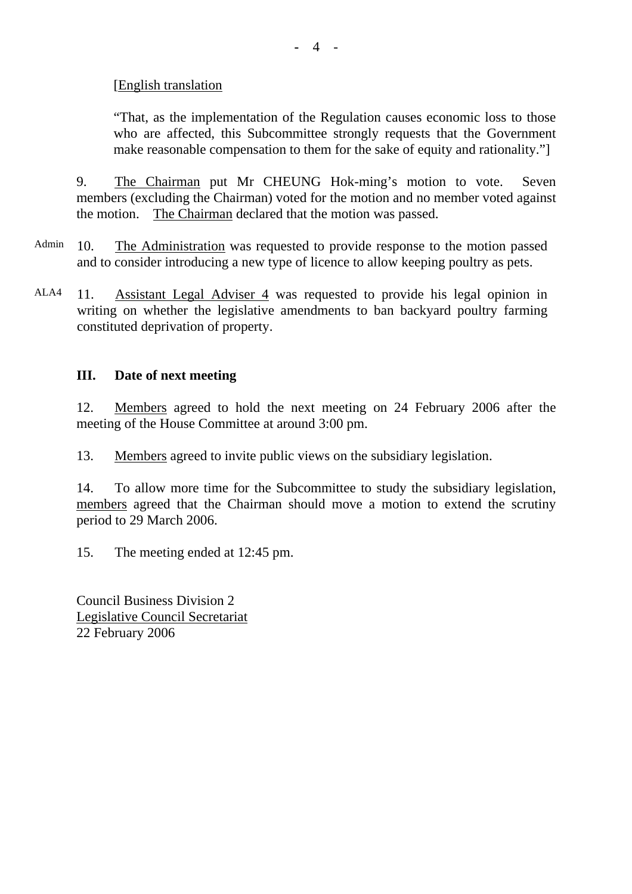[English translation

"That, as the implementation of the Regulation causes economic loss to those who are affected, this Subcommittee strongly requests that the Government make reasonable compensation to them for the sake of equity and rationality."]

9. The Chairman put Mr CHEUNG Hok-ming's motion to vote. Seven members (excluding the Chairman) voted for the motion and no member voted against the motion. The Chairman declared that the motion was passed.

Admin 10. The Administration was requested to provide response to the motion passed and to consider introducing a new type of licence to allow keeping poultry as pets.

ALA4 11. Assistant Legal Adviser 4 was requested to provide his legal opinion in writing on whether the legislative amendments to ban backyard poultry farming constituted deprivation of property.

## III. Date of next meeting

12. Members agreed to hold the next meeting on 24 February 2006 after the meeting of the House Committee at around 3:00 pm.

13. Members agreed to invite public views on the subsidiary legislation.

14. To allow more time for the Subcommittee to study the subsidiary legislation, members agreed that the Chairman should move a motion to extend the scrutiny period to 29 March 2006.

15. The meeting ended at 12:45 pm.

Council Business Division 2
Legislative Council Secretariat
22 February 2006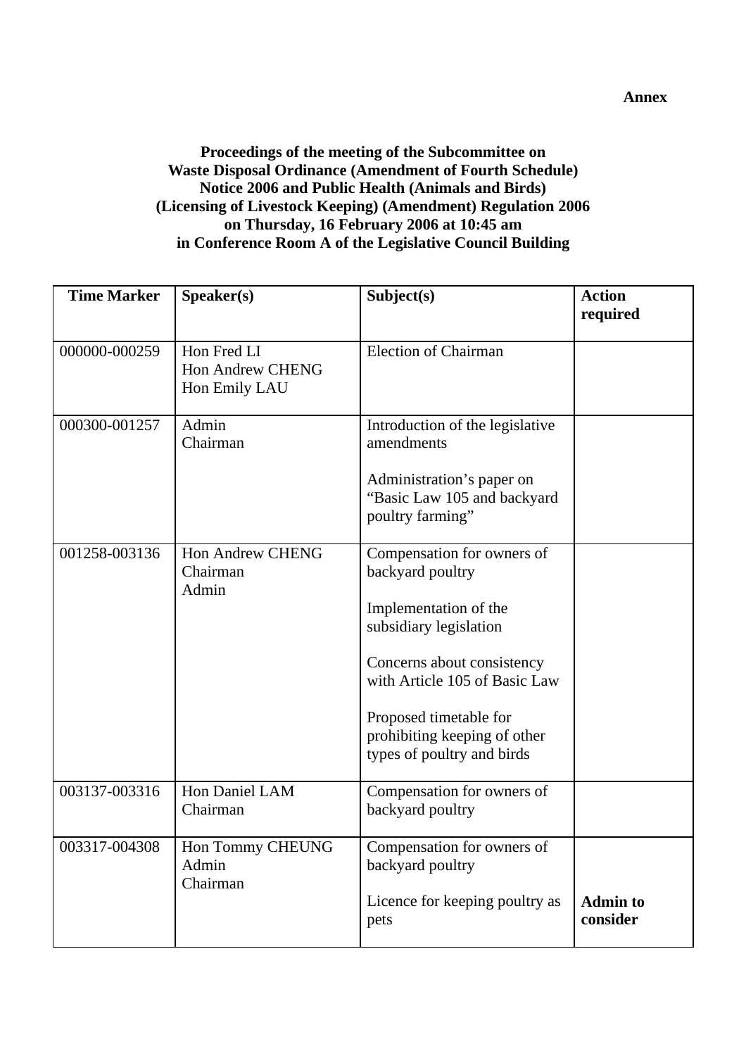**Annex**

**Proceedings of the meeting of the Subcommittee on Waste Disposal Ordinance (Amendment of Fourth Schedule) Notice 2006 and Public Health (Animals and Birds) (Licensing of Livestock Keeping) (Amendment) Regulation 2006 on Thursday, 16 February 2006 at 10:45 am in Conference Room A of the Legislative Council Building**

| Time Marker | Speaker(s) | Subject(s) | Action required |
|---|---|---|---|
| 000000-000259 | Hon Fred LI<br>Hon Andrew CHENG<br>Hon Emily LAU | Election of Chairman | |
| 000300-001257 | Admin<br>Chairman | Introduction of the legislative amendments<br><br>Administration's paper on "Basic Law 105 and backyard poultry farming" | |
| 001258-003136 | Hon Andrew CHENG<br>Chairman<br>Admin | Compensation for owners of backyard poultry<br><br>Implementation of the subsidiary legislation<br><br>Concerns about consistency with Article 105 of Basic Law<br><br>Proposed timetable for prohibiting keeping of other types of poultry and birds | |
| 003137-003316 | Hon Daniel LAM<br>Chairman | Compensation for owners of backyard poultry | |
| 003317-004308 | Hon Tommy CHEUNG<br>Admin<br>Chairman | Compensation for owners of backyard poultry<br><br>Licence for keeping poultry as pets | **Admin to consider** |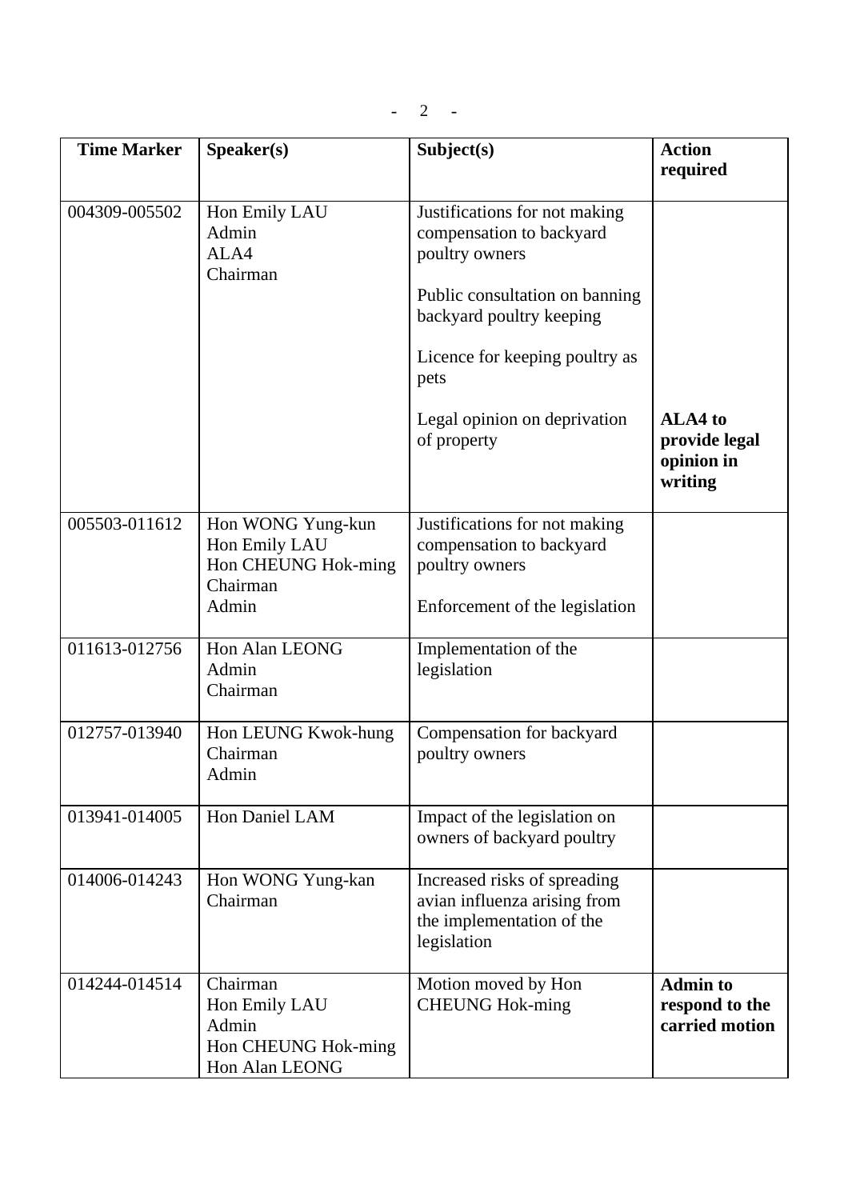| Time Marker | Speaker(s) | Subject(s) | Action required |
|---|---|---|---|
| 004309-005502 | Hon Emily LAU<br>Admin<br>ALA4<br>Chairman | Justifications for not making compensation to backyard poultry owners<br><br>Public consultation on banning backyard poultry keeping<br><br>Licence for keeping poultry as pets<br><br>Legal opinion on deprivation of property | **ALA4 to provide legal opinion in writing** |
| 005503-011612 | Hon WONG Yung-kun<br>Hon Emily LAU<br>Hon CHEUNG Hok-ming<br>Chairman<br>Admin | Justifications for not making compensation to backyard poultry owners<br><br>Enforcement of the legislation | |
| 011613-012756 | Hon Alan LEONG<br>Admin<br>Chairman | Implementation of the legislation | |
| 012757-013940 | Hon LEUNG Kwok-hung<br>Chairman<br>Admin | Compensation for backyard poultry owners | |
| 013941-014005 | Hon Daniel LAM | Impact of the legislation on owners of backyard poultry | |
| 014006-014243 | Hon WONG Yung-kan<br>Chairman | Increased risks of spreading avian influenza arising from the implementation of the legislation | |
| 014244-014514 | Chairman<br>Hon Emily LAU<br>Admin<br>Hon CHEUNG Hok-ming<br>Hon Alan LEONG | Motion moved by Hon CHEUNG Hok-ming | **Admin to respond to the carried motion** |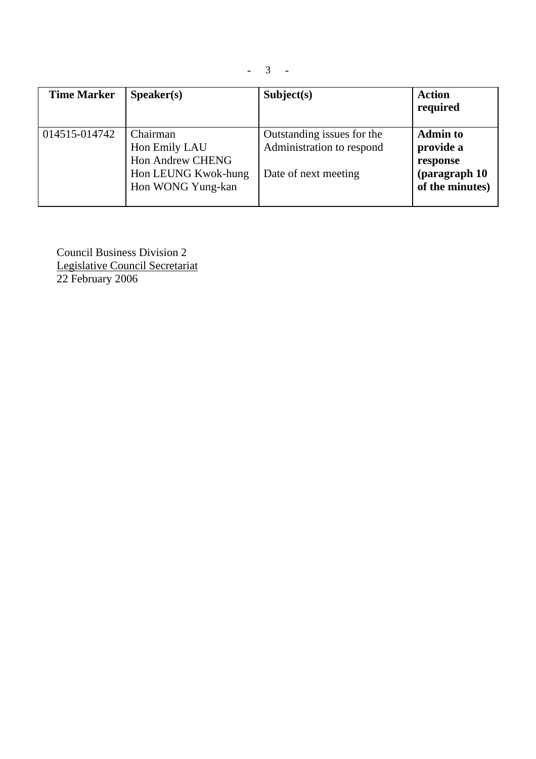| Time Marker | Speaker(s) | Subject(s) | Action required |
|---|---|---|---|
| 014515-014742 | Chairman<br>Hon Emily LAU<br>Hon Andrew CHENG<br>Hon LEUNG Kwok-hung<br>Hon WONG Yung-kan | Outstanding issues for the Administration to respond<br><br>Date of next meeting | **Admin to provide a response (paragraph 10 of the minutes)** |

Council Business Division 2
Legislative Council Secretariat
22 February 2006